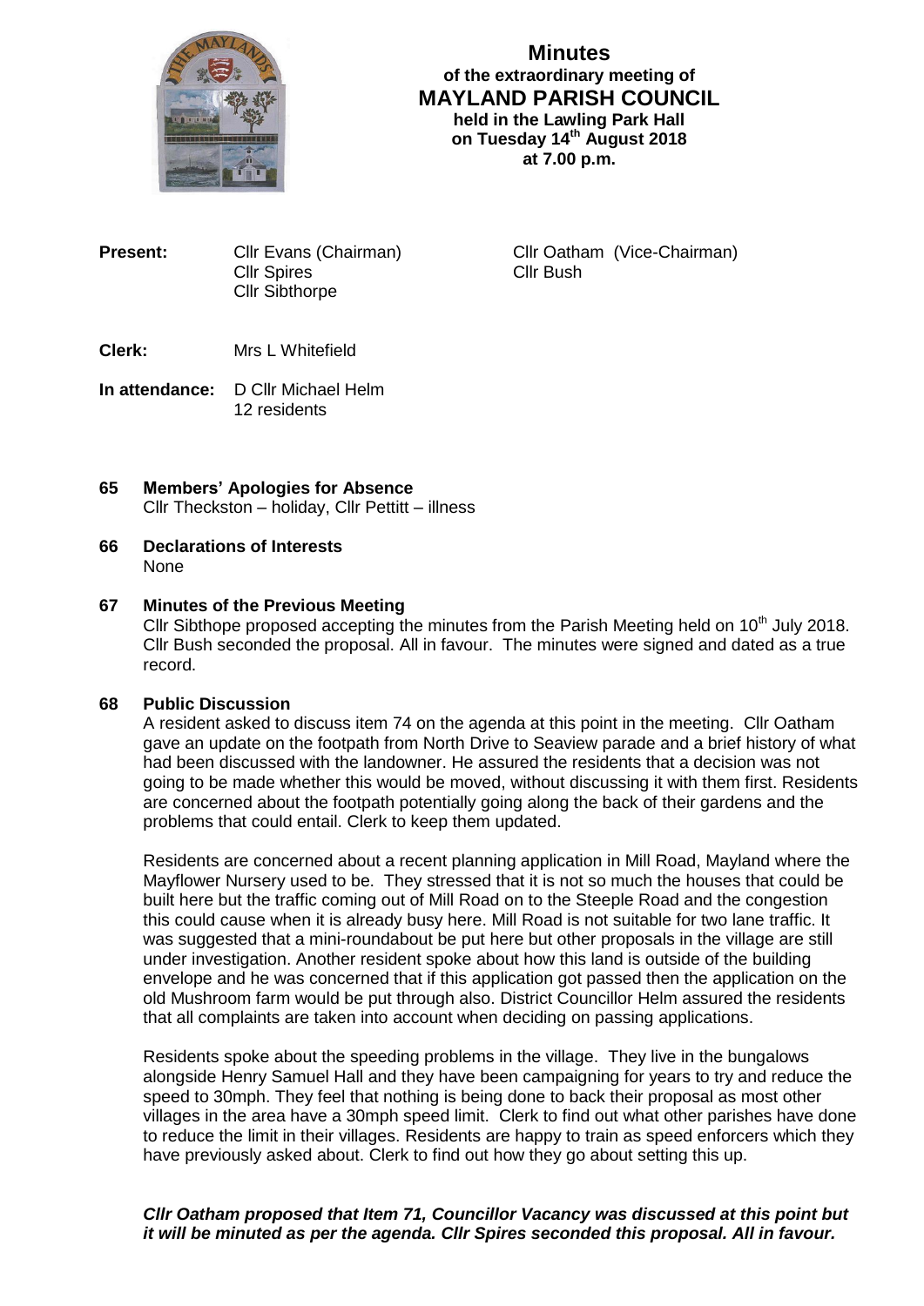# Minutes
**of the extraordinary meeting of**
## MAYLAND PARISH COUNCIL
**held in the Lawling Park Hall**
**on Tuesday 14th August 2018**
**at 7.00 p.m.**

**Present:** Cllr Evans (Chairman), Cllr Oatham (Vice-Chairman), Cllr Spires, Cllr Bush, Cllr Sibthorpe

**Clerk:** Mrs L Whitefield

**In attendance:** D Cllr Michael Helm
12 residents

**65 Members' Apologies for Absence**
Cllr Theckston – holiday, Cllr Pettitt – illness

**66 Declarations of Interests**
None

**67 Minutes of the Previous Meeting**
Cllr Sibthope proposed accepting the minutes from the Parish Meeting held on 10th July 2018. Cllr Bush seconded the proposal. All in favour. The minutes were signed and dated as a true record.

**68 Public Discussion**
A resident asked to discuss item 74 on the agenda at this point in the meeting. Cllr Oatham gave an update on the footpath from North Drive to Seaview parade and a brief history of what had been discussed with the landowner. He assured the residents that a decision was not going to be made whether this would be moved, without discussing it with them first. Residents are concerned about the footpath potentially going along the back of their gardens and the problems that could entail. Clerk to keep them updated.

Residents are concerned about a recent planning application in Mill Road, Mayland where the Mayflower Nursery used to be. They stressed that it is not so much the houses that could be built here but the traffic coming out of Mill Road on to the Steeple Road and the congestion this could cause when it is already busy here. Mill Road is not suitable for two lane traffic. It was suggested that a mini-roundabout be put here but other proposals in the village are still under investigation. Another resident spoke about how this land is outside of the building envelope and he was concerned that if this application got passed then the application on the old Mushroom farm would be put through also. District Councillor Helm assured the residents that all complaints are taken into account when deciding on passing applications.

Residents spoke about the speeding problems in the village. They live in the bungalows alongside Henry Samuel Hall and they have been campaigning for years to try and reduce the speed to 30mph. They feel that nothing is being done to back their proposal as most other villages in the area have a 30mph speed limit. Clerk to find out what other parishes have done to reduce the limit in their villages. Residents are happy to train as speed enforcers which they have previously asked about. Clerk to find out how they go about setting this up.

***Cllr Oatham proposed that Item 71, Councillor Vacancy was discussed at this point but it will be minuted as per the agenda. Cllr Spires seconded this proposal. All in favour.***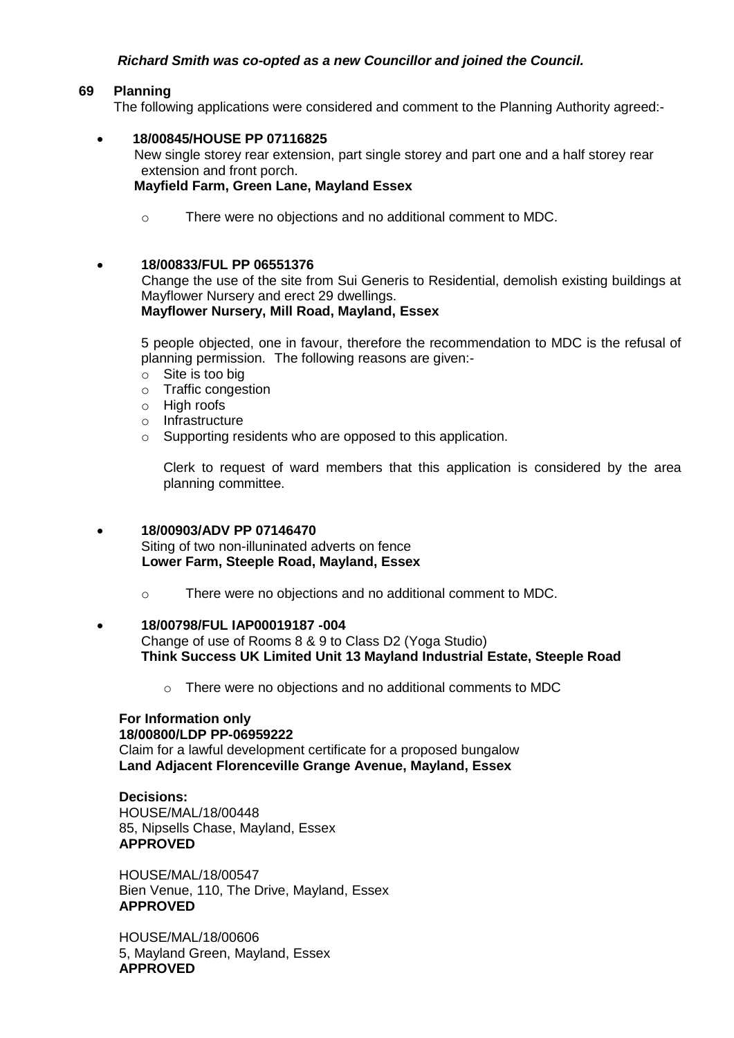***Richard Smith was co-opted as a new Councillor and joined the Council.***

## 69 Planning

The following applications were considered and comment to the Planning Authority agreed:-

- **18/00845/HOUSE PP 07116825**
  New single storey rear extension, part single storey and part one and a half storey rear extension and front porch.
  **Mayfield Farm, Green Lane, Mayland Essex**
  - There were no objections and no additional comment to MDC.

- **18/00833/FUL PP 06551376**
  Change the use of the site from Sui Generis to Residential, demolish existing buildings at Mayflower Nursery and erect 29 dwellings.
  **Mayflower Nursery, Mill Road, Mayland, Essex**

  5 people objected, one in favour, therefore the recommendation to MDC is the refusal of planning permission. The following reasons are given:-
  - Site is too big
  - Traffic congestion
  - High roofs
  - Infrastructure
  - Supporting residents who are opposed to this application.

  Clerk to request of ward members that this application is considered by the area planning committee.

- **18/00903/ADV PP 07146470**
  Siting of two non-illuninated adverts on fence
  **Lower Farm, Steeple Road, Mayland, Essex**
  - There were no objections and no additional comment to MDC.

- **18/00798/FUL IAP00019187 -004**
  Change of use of Rooms 8 & 9 to Class D2 (Yoga Studio)
  **Think Success UK Limited Unit 13 Mayland Industrial Estate, Steeple Road**
  - There were no objections and no additional comments to MDC

**For Information only**
**18/00800/LDP PP-06959222**
Claim for a lawful development certificate for a proposed bungalow
**Land Adjacent Florenceville Grange Avenue, Mayland, Essex**

**Decisions:**

HOUSE/MAL/18/00448
85, Nipsells Chase, Mayland, Essex
**APPROVED**

HOUSE/MAL/18/00547
Bien Venue, 110, The Drive, Mayland, Essex
**APPROVED**

HOUSE/MAL/18/00606
5, Mayland Green, Mayland, Essex
**APPROVED**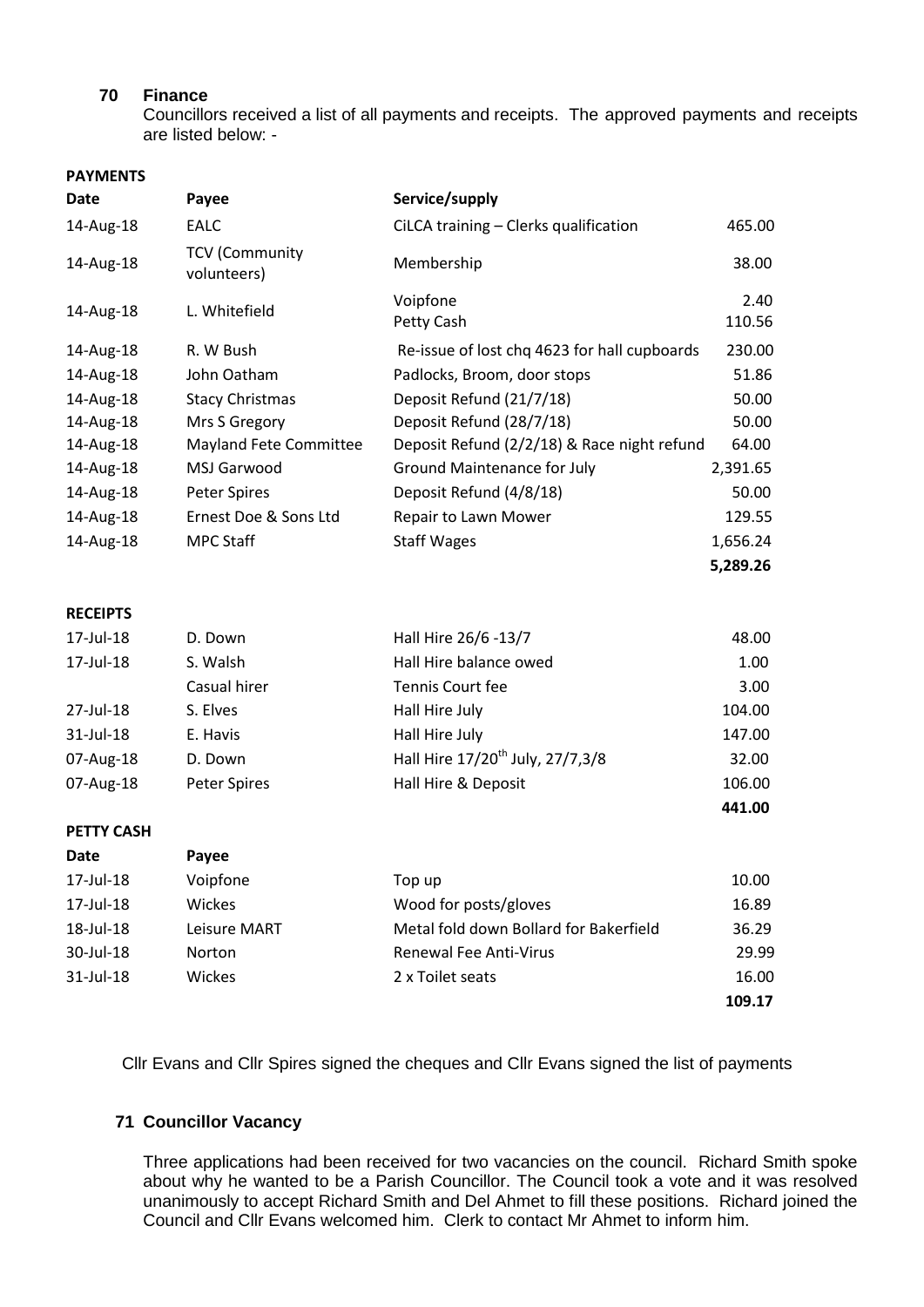## 70 Finance

Councillors received a list of all payments and receipts. The approved payments and receipts are listed below: -

**PAYMENTS**

| Date | Payee | Service/supply | |
|---|---|---|---|
| 14-Aug-18 | EALC | CiLCA training – Clerks qualification | 465.00 |
| 14-Aug-18 | TCV (Community volunteers) | Membership | 38.00 |
| 14-Aug-18 | L. Whitefield | Voipfone<br>Petty Cash | 2.40<br>110.56 |
| 14-Aug-18 | R. W Bush | Re-issue of lost chq 4623 for hall cupboards | 230.00 |
| 14-Aug-18 | John Oatham | Padlocks, Broom, door stops | 51.86 |
| 14-Aug-18 | Stacy Christmas | Deposit Refund (21/7/18) | 50.00 |
| 14-Aug-18 | Mrs S Gregory | Deposit Refund (28/7/18) | 50.00 |
| 14-Aug-18 | Mayland Fete Committee | Deposit Refund (2/2/18) & Race night refund | 64.00 |
| 14-Aug-18 | MSJ Garwood | Ground Maintenance for July | 2,391.65 |
| 14-Aug-18 | Peter Spires | Deposit Refund (4/8/18) | 50.00 |
| 14-Aug-18 | Ernest Doe & Sons Ltd | Repair to Lawn Mower | 129.55 |
| 14-Aug-18 | MPC Staff | Staff Wages | 1,656.24 |
| | | | **5,289.26** |

**RECEIPTS**

| Date | Payee | Service/supply | |
|---|---|---|---|
| 17-Jul-18 | D. Down | Hall Hire 26/6 -13/7 | 48.00 |
| 17-Jul-18 | S. Walsh | Hall Hire balance owed | 1.00 |
| | Casual hirer | Tennis Court fee | 3.00 |
| 27-Jul-18 | S. Elves | Hall Hire July | 104.00 |
| 31-Jul-18 | E. Havis | Hall Hire July | 147.00 |
| 07-Aug-18 | D. Down | Hall Hire 17/20th July, 27/7,3/8 | 32.00 |
| 07-Aug-18 | Peter Spires | Hall Hire & Deposit | 106.00 |
| | | | **441.00** |

**PETTY CASH**

| Date | Payee | | |
|---|---|---|---|
| 17-Jul-18 | Voipfone | Top up | 10.00 |
| 17-Jul-18 | Wickes | Wood for posts/gloves | 16.89 |
| 18-Jul-18 | Leisure MART | Metal fold down Bollard for Bakerfield | 36.29 |
| 30-Jul-18 | Norton | Renewal Fee Anti-Virus | 29.99 |
| 31-Jul-18 | Wickes | 2 x Toilet seats | 16.00 |
| | | | **109.17** |

Cllr Evans and Cllr Spires signed the cheques and Cllr Evans signed the list of payments

## 71 Councillor Vacancy

Three applications had been received for two vacancies on the council. Richard Smith spoke about why he wanted to be a Parish Councillor. The Council took a vote and it was resolved unanimously to accept Richard Smith and Del Ahmet to fill these positions. Richard joined the Council and Cllr Evans welcomed him. Clerk to contact Mr Ahmet to inform him.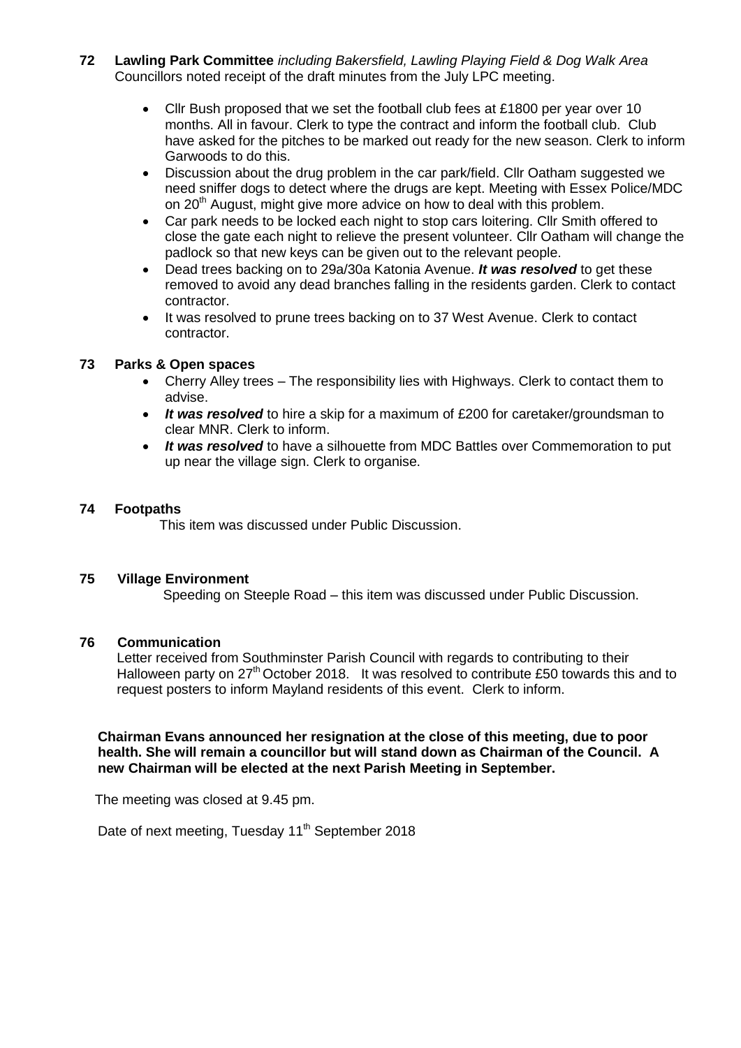**72 Lawling Park Committee** *including Bakersfield, Lawling Playing Field & Dog Walk Area*
Councillors noted receipt of the draft minutes from the July LPC meeting.

- Cllr Bush proposed that we set the football club fees at £1800 per year over 10 months. All in favour. Clerk to type the contract and inform the football club. Club have asked for the pitches to be marked out ready for the new season. Clerk to inform Garwoods to do this.
- Discussion about the drug problem in the car park/field. Cllr Oatham suggested we need sniffer dogs to detect where the drugs are kept. Meeting with Essex Police/MDC on 20th August, might give more advice on how to deal with this problem.
- Car park needs to be locked each night to stop cars loitering. Cllr Smith offered to close the gate each night to relieve the present volunteer. Cllr Oatham will change the padlock so that new keys can be given out to the relevant people.
- Dead trees backing on to 29a/30a Katonia Avenue. ***It was resolved*** to get these removed to avoid any dead branches falling in the residents garden. Clerk to contact contractor.
- It was resolved to prune trees backing on to 37 West Avenue. Clerk to contact contractor.

**73 Parks & Open spaces**

- Cherry Alley trees – The responsibility lies with Highways. Clerk to contact them to advise.
- ***It was resolved*** to hire a skip for a maximum of £200 for caretaker/groundsman to clear MNR. Clerk to inform.
- ***It was resolved*** to have a silhouette from MDC Battles over Commemoration to put up near the village sign. Clerk to organise.

**74 Footpaths**

This item was discussed under Public Discussion.

**75 Village Environment**

Speeding on Steeple Road – this item was discussed under Public Discussion.

**76 Communication**

Letter received from Southminster Parish Council with regards to contributing to their Halloween party on 27th October 2018. It was resolved to contribute £50 towards this and to request posters to inform Mayland residents of this event. Clerk to inform.

**Chairman Evans announced her resignation at the close of this meeting, due to poor health. She will remain a councillor but will stand down as Chairman of the Council. A new Chairman will be elected at the next Parish Meeting in September.**

The meeting was closed at 9.45 pm.

Date of next meeting, Tuesday 11th September 2018